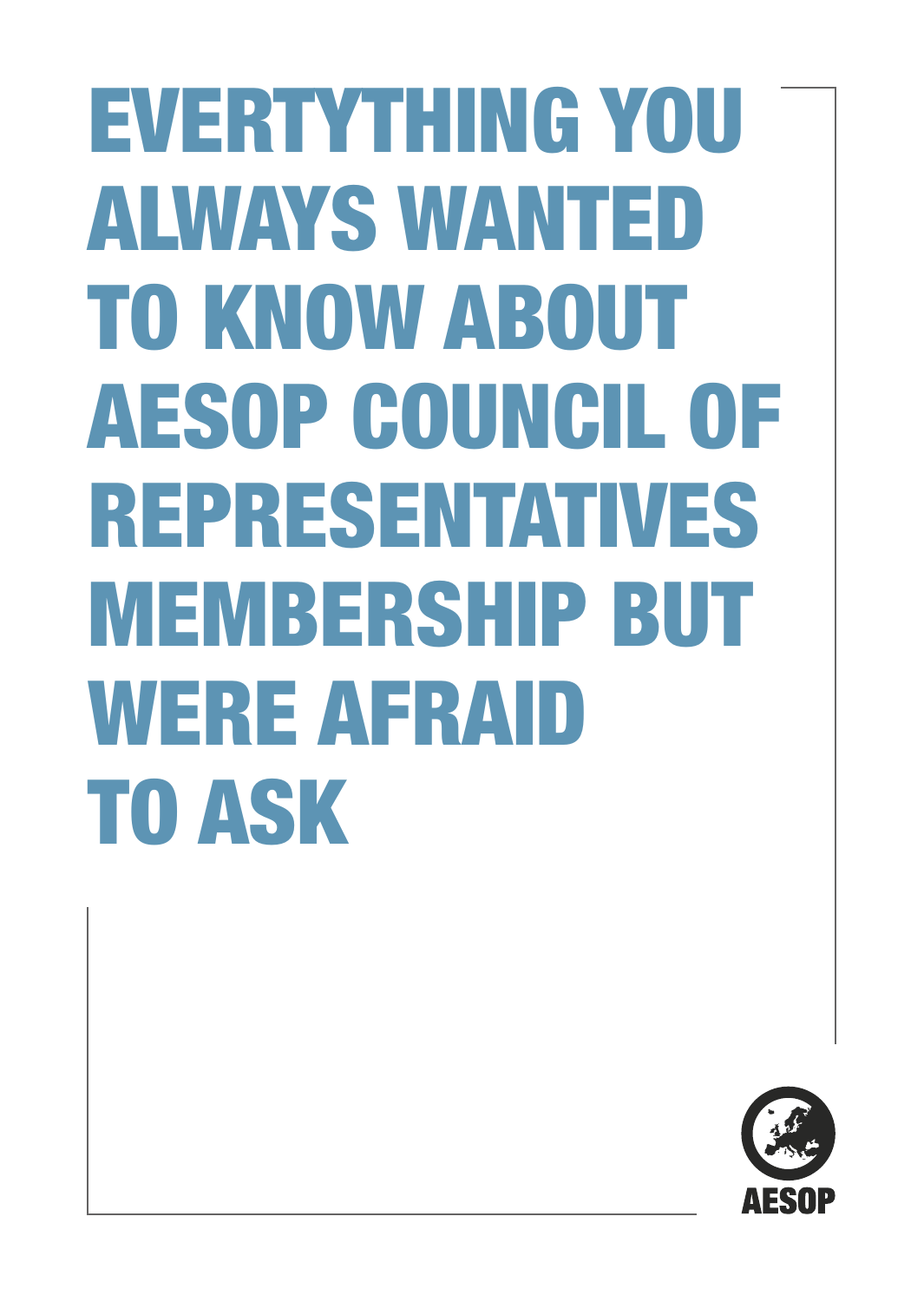# EVERTYTHING YOU ALWAYS WANTED TO KNOW ABOUT AESOP COUNCIL OF REPRESENTATIVES MEMBERSHIP BUT WERE AFRAID TO ASK

AESOP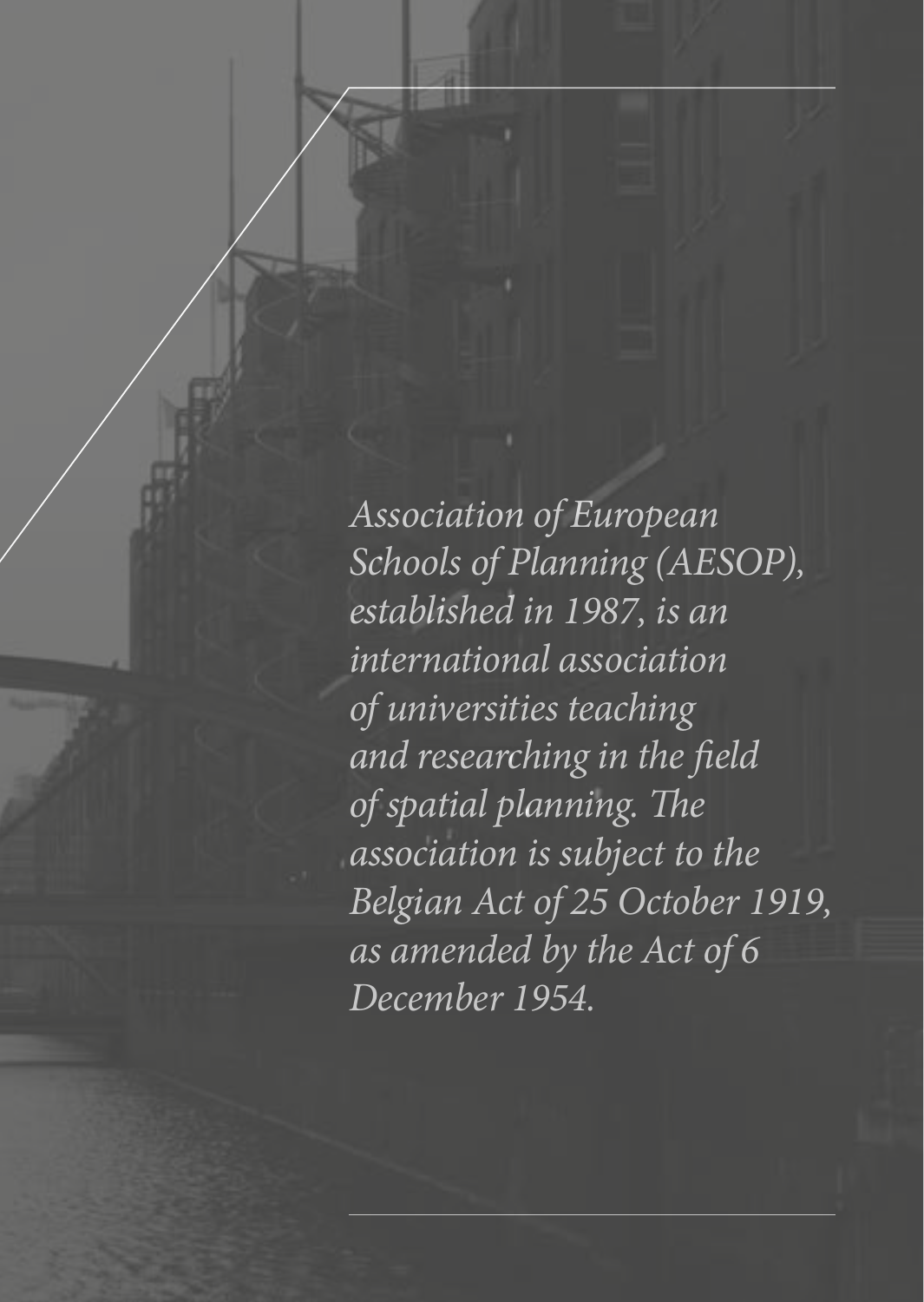*Association of European Schools of Planning (AESOP), established in 1987, is an international association of universities teaching and researching in the field of spatial planning. The association is subject to the Belgian Act of 25 October 1919, as amended by the Act of 6 December 1954.*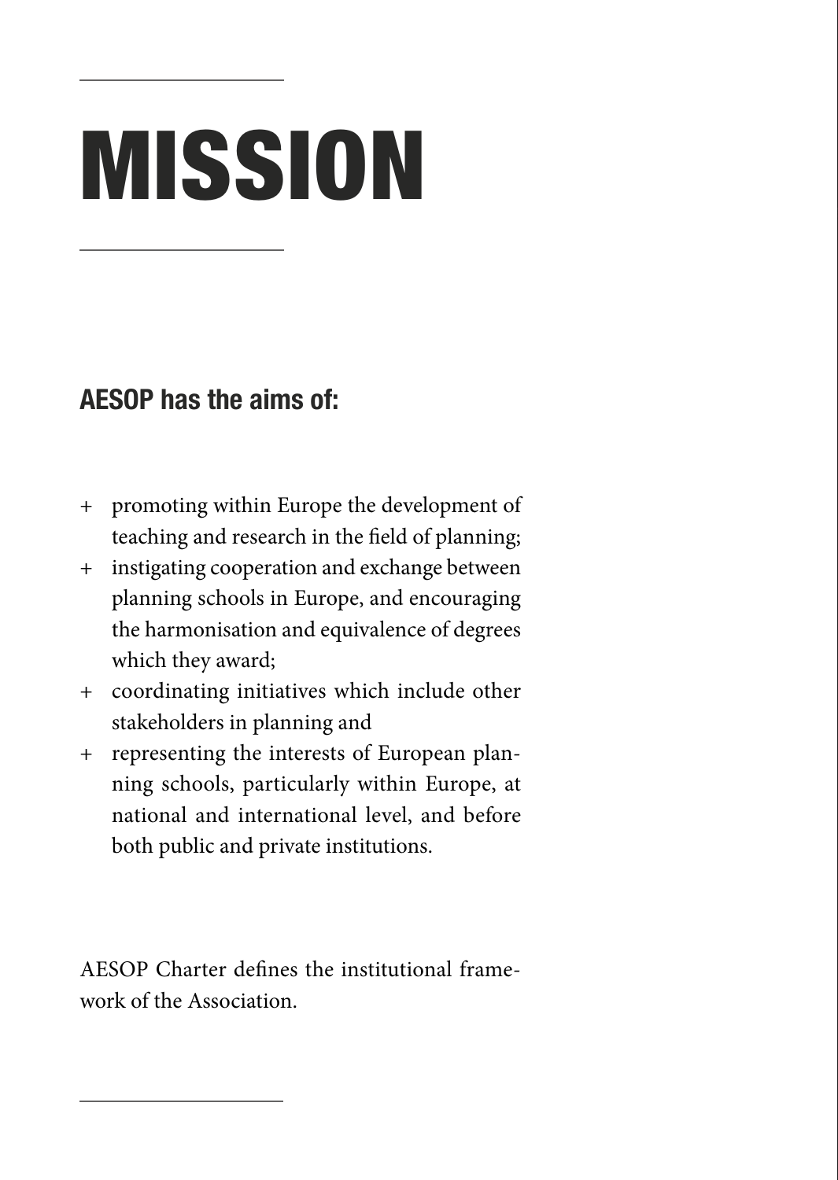# MISSION

## AESOP has the aims of:

+ promoting within Europe the development of teaching and research in the field of planning;
+ instigating cooperation and exchange between planning schools in Europe, and encouraging the harmonisation and equivalence of degrees which they award;
+ coordinating initiatives which include other stakeholders in planning and
+ representing the interests of European planning schools, particularly within Europe, at national and international level, and before both public and private institutions.

AESOP Charter defines the institutional framework of the Association.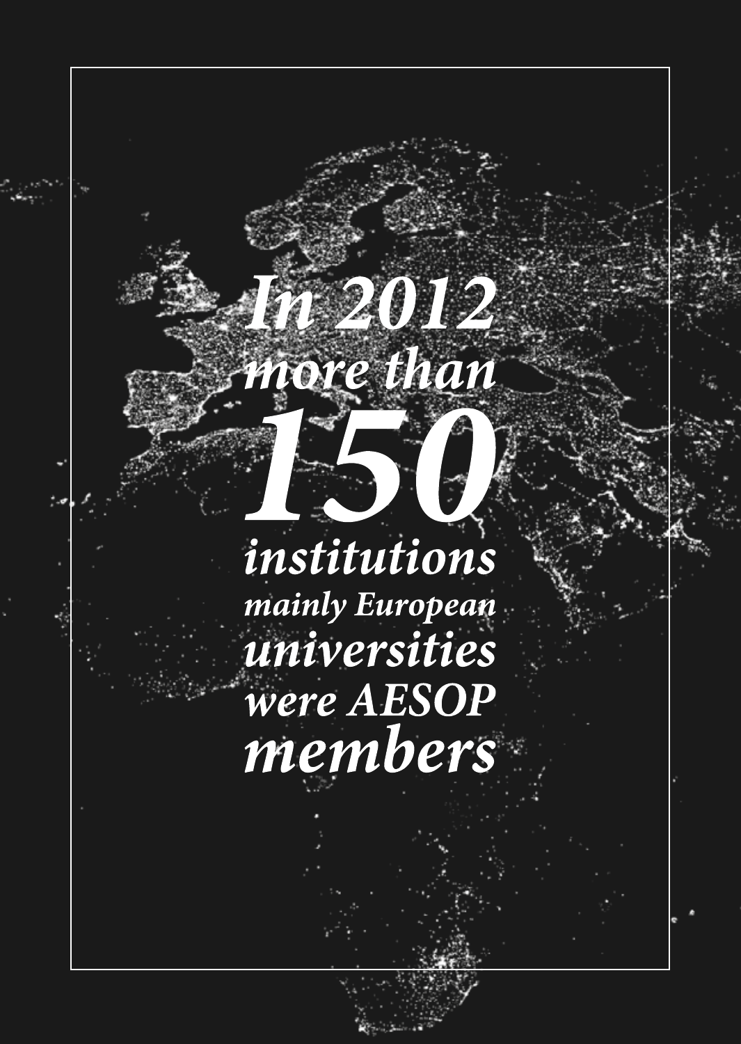*In 2012*
*more than*

# *150*

*institutions*
*mainly European*
*universities*
*were AESOP*
*members*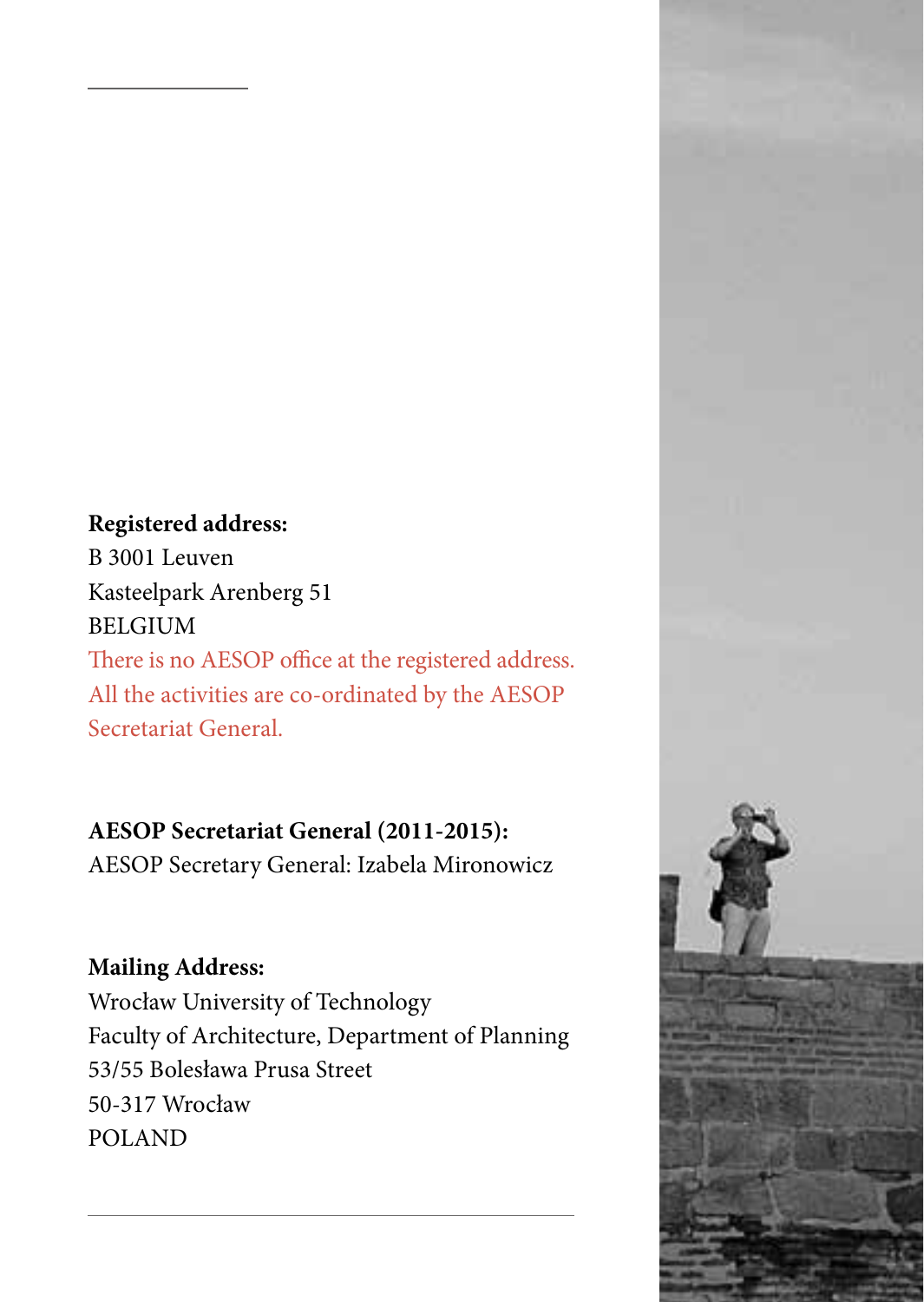**Registered address:**
B 3001 Leuven
Kasteelpark Arenberg 51
BELGIUM
There is no AESOP office at the registered address.
All the activities are co-ordinated by the AESOP Secretariat General.

**AESOP Secretariat General (2011-2015):**
AESOP Secretary General: Izabela Mironowicz

**Mailing Address:**
Wrocław University of Technology
Faculty of Architecture, Department of Planning
53/55 Bolesława Prusa Street
50-317 Wrocław
POLAND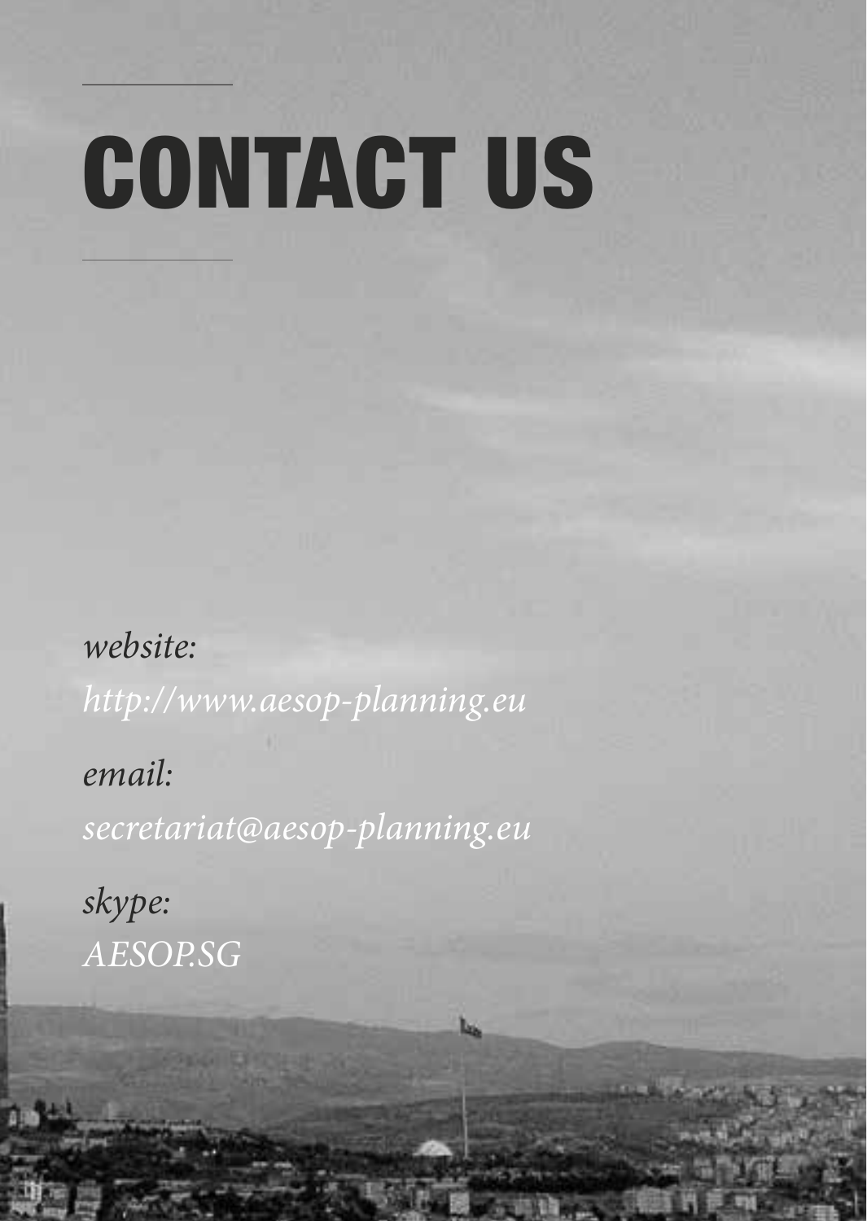# CONTACT US

*website:*
*http://www.aesop-planning.eu*

*email:*
*secretariat@aesop-planning.eu*

*skype:*
*AESOP.SG*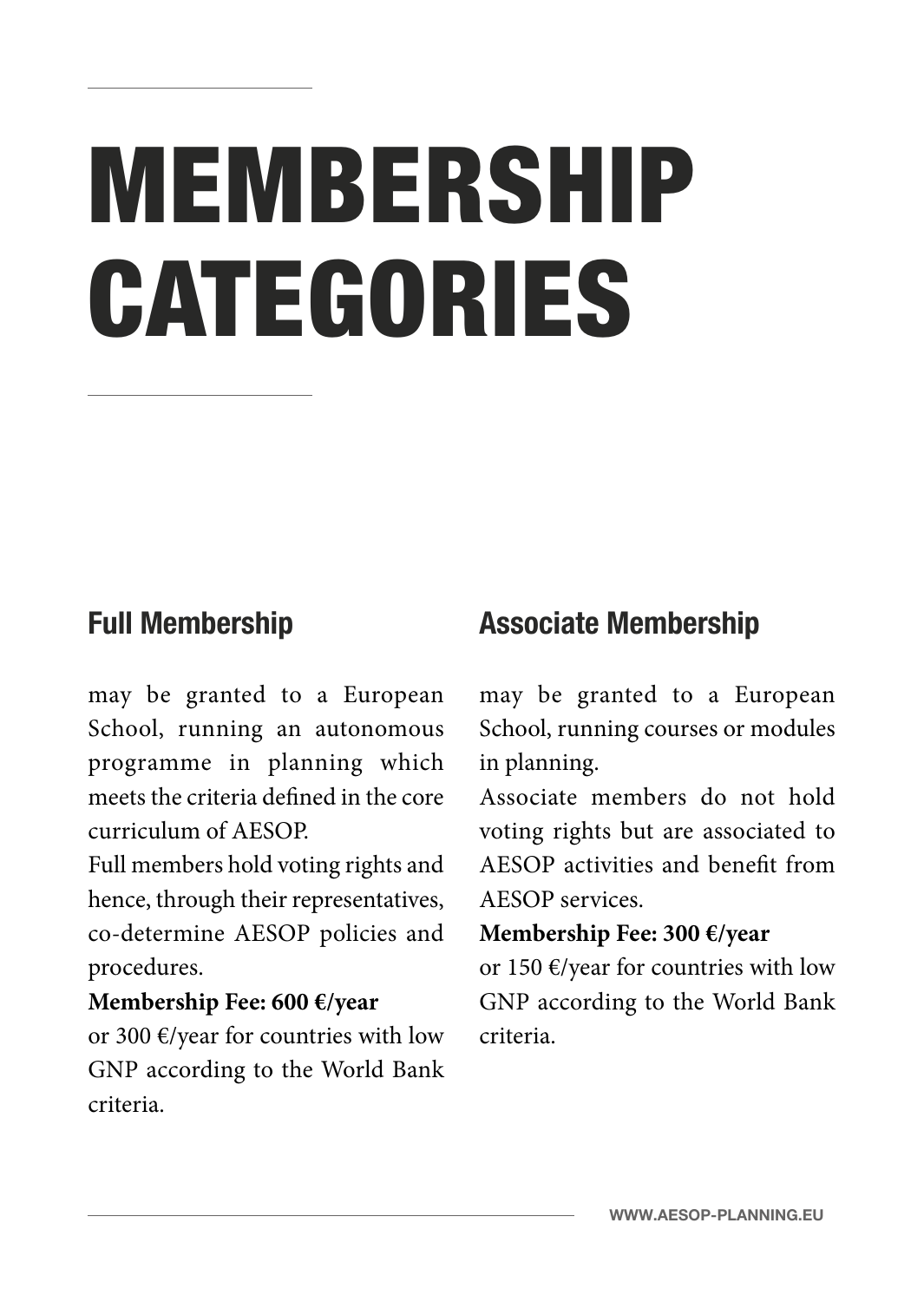# MEMBERSHIP CATEGORIES

## Full Membership

may be granted to a European School, running an autonomous programme in planning which meets the criteria defined in the core curriculum of AESOP.

Full members hold voting rights and hence, through their representatives, co-determine AESOP policies and procedures.

**Membership Fee: 600 €/year**
or 300 €/year for countries with low GNP according to the World Bank criteria.

## Associate Membership

may be granted to a European School, running courses or modules in planning.

Associate members do not hold voting rights but are associated to AESOP activities and benefit from AESOP services.

**Membership Fee: 300 €/year**
or 150 €/year for countries with low GNP according to the World Bank criteria.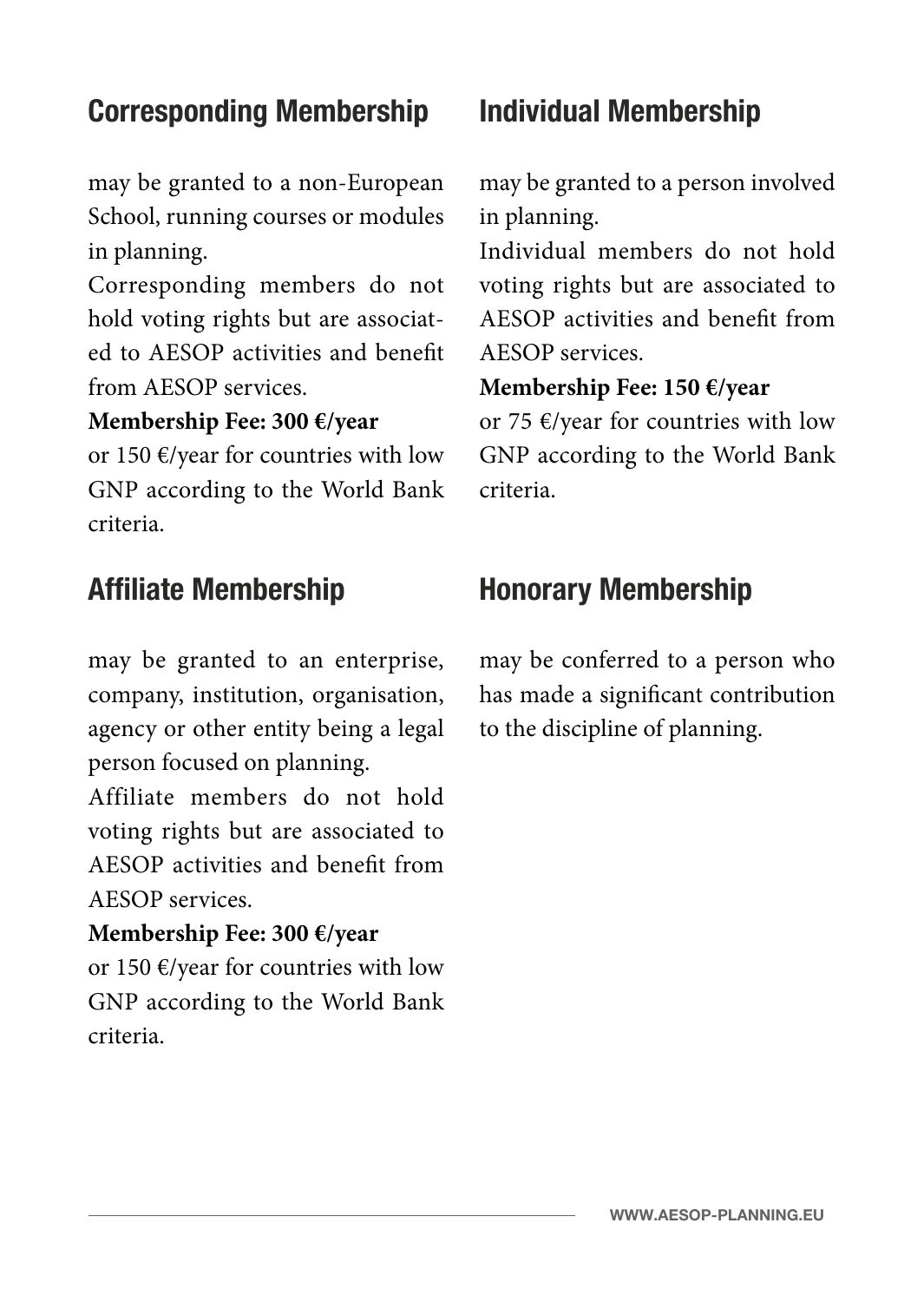## Corresponding Membership

may be granted to a non-European School, running courses or modules in planning.

Corresponding members do not hold voting rights but are associated to AESOP activities and benefit from AESOP services.

**Membership Fee: 300 €/year**

or 150 €/year for countries with low GNP according to the World Bank criteria.

## Affiliate Membership

may be granted to an enterprise, company, institution, organisation, agency or other entity being a legal person focused on planning.

Affiliate members do not hold voting rights but are associated to AESOP activities and benefit from AESOP services.

**Membership Fee: 300 €/year**

or 150 €/year for countries with low GNP according to the World Bank criteria.

## Individual Membership

may be granted to a person involved in planning.

Individual members do not hold voting rights but are associated to AESOP activities and benefit from AESOP services.

**Membership Fee: 150 €/year**

or 75 €/year for countries with low GNP according to the World Bank criteria.

## Honorary Membership

may be conferred to a person who has made a significant contribution to the discipline of planning.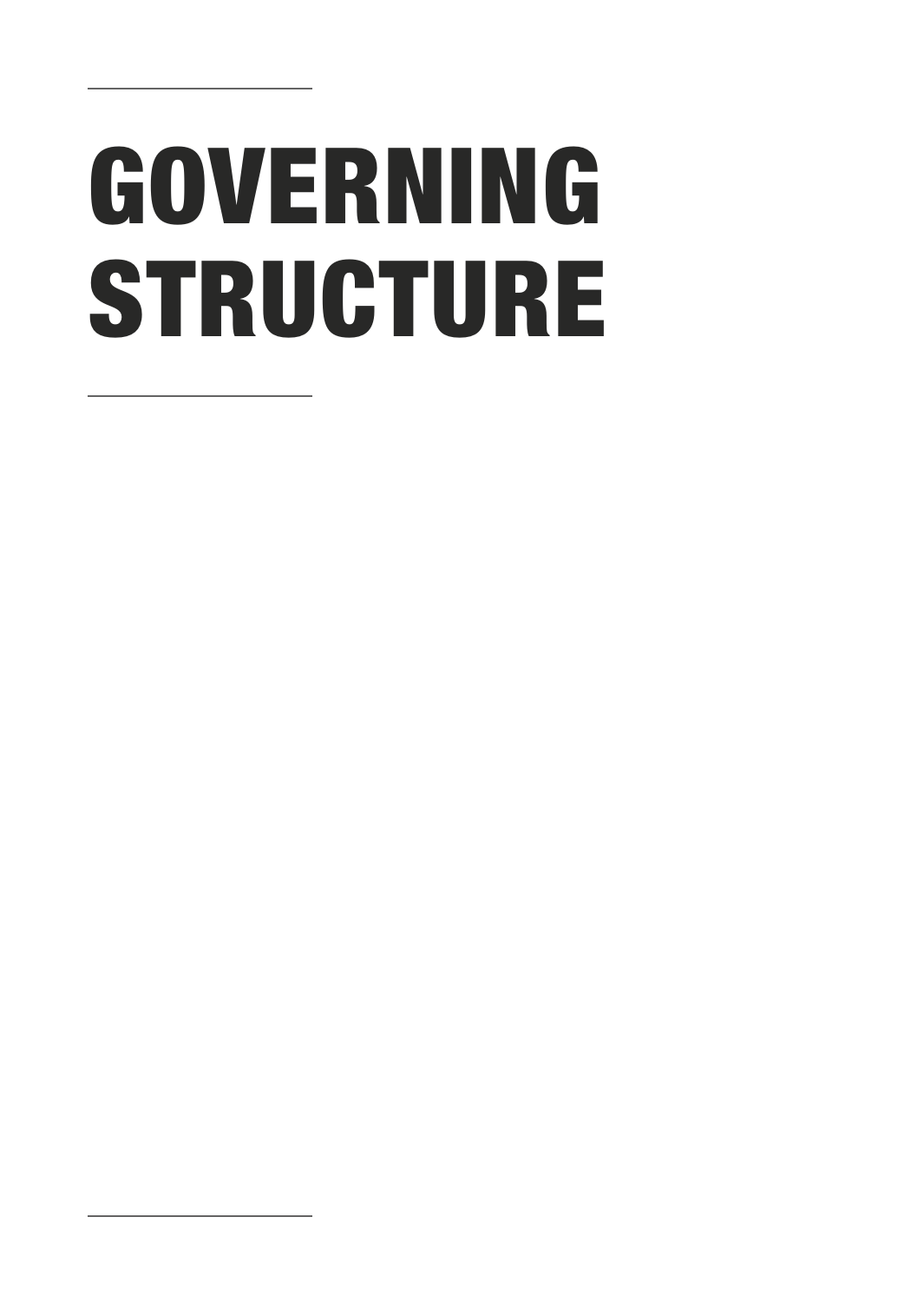# GOVERNING STRUCTURE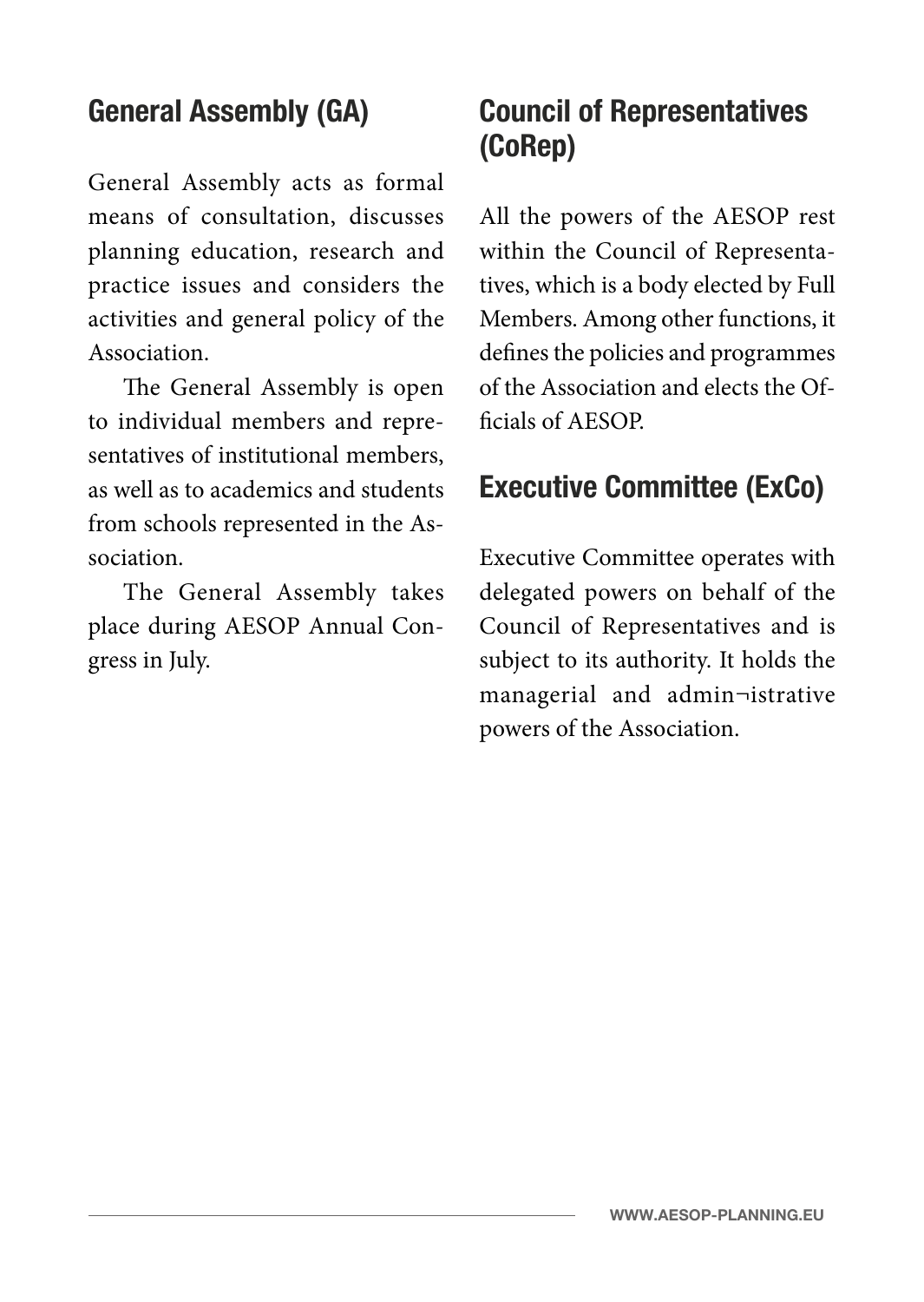## General Assembly (GA)

General Assembly acts as formal means of consultation, discusses planning education, research and practice issues and considers the activities and general policy of the Association.

The General Assembly is open to individual members and representatives of institutional members, as well as to academics and students from schools represented in the Association.

The General Assembly takes place during AESOP Annual Congress in July.

## Council of Representatives (CoRep)

All the powers of the AESOP rest within the Council of Representatives, which is a body elected by Full Members. Among other functions, it defines the policies and programmes of the Association and elects the Officials of AESOP.

## Executive Committee (ExCo)

Executive Committee operates with delegated powers on behalf of the Council of Representatives and is subject to its authority. It holds the managerial and admin¬istrative powers of the Association.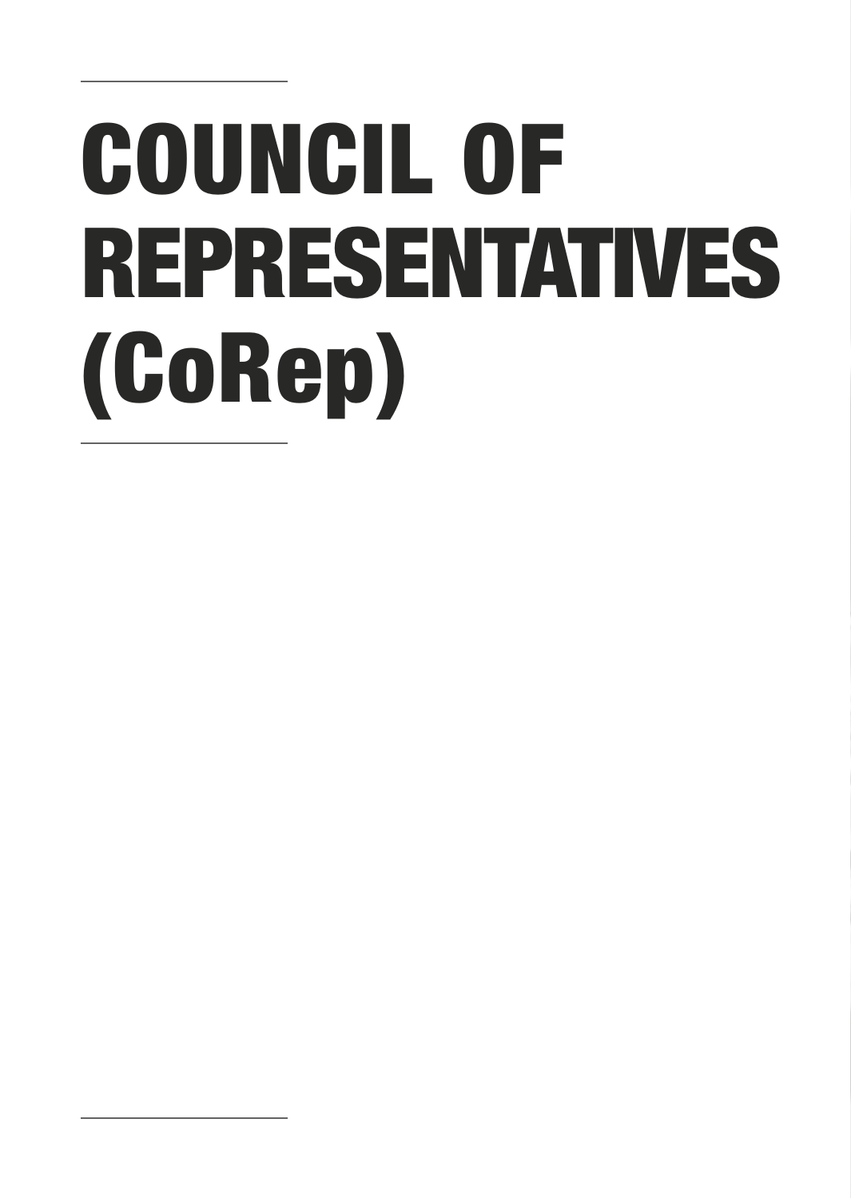# COUNCIL OF REPRESENTATIVES (CoRep)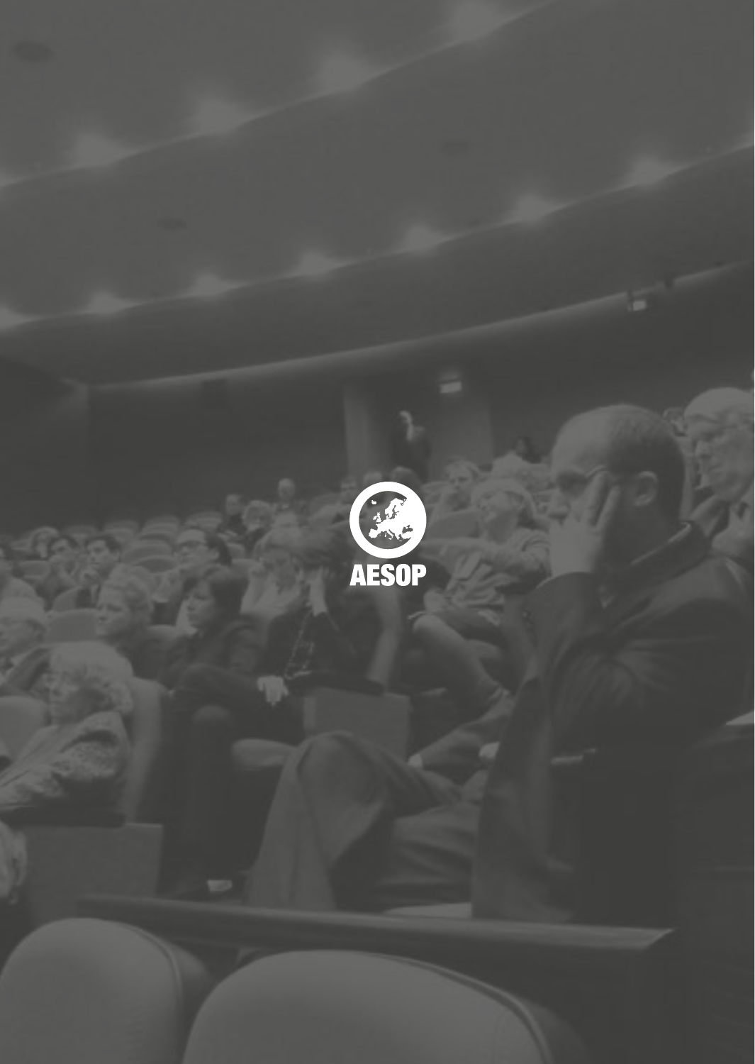AESOP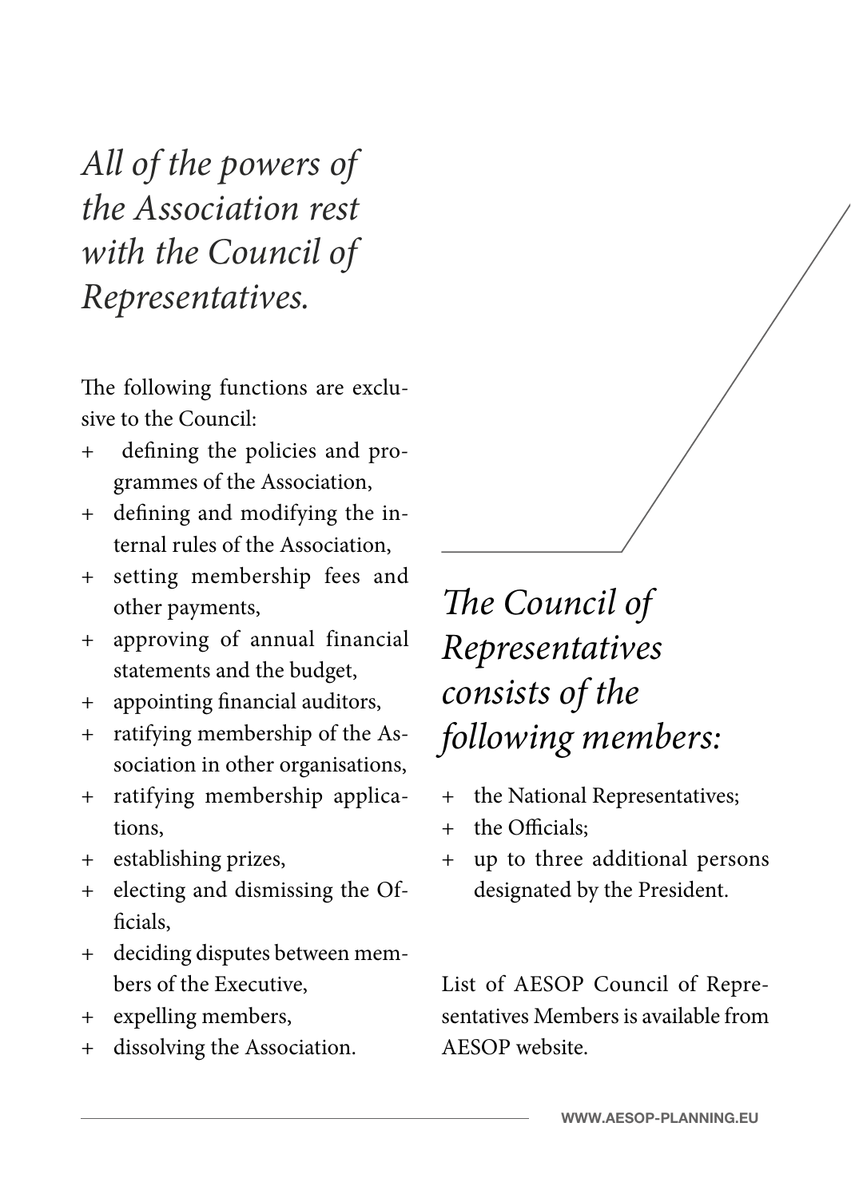*All of the powers of the Association rest with the Council of Representatives.*

The following functions are exclusive to the Council:

+ defining the policies and programmes of the Association,
+ defining and modifying the internal rules of the Association,
+ setting membership fees and other payments,
+ approving of annual financial statements and the budget,
+ appointing financial auditors,
+ ratifying membership of the Association in other organisations,
+ ratifying membership applications,
+ establishing prizes,
+ electing and dismissing the Officials,
+ deciding disputes between members of the Executive,
+ expelling members,
+ dissolving the Association.

*The Council of Representatives consists of the following members:*

+ the National Representatives;
+ the Officials;
+ up to three additional persons designated by the President.

List of AESOP Council of Representatives Members is available from AESOP website.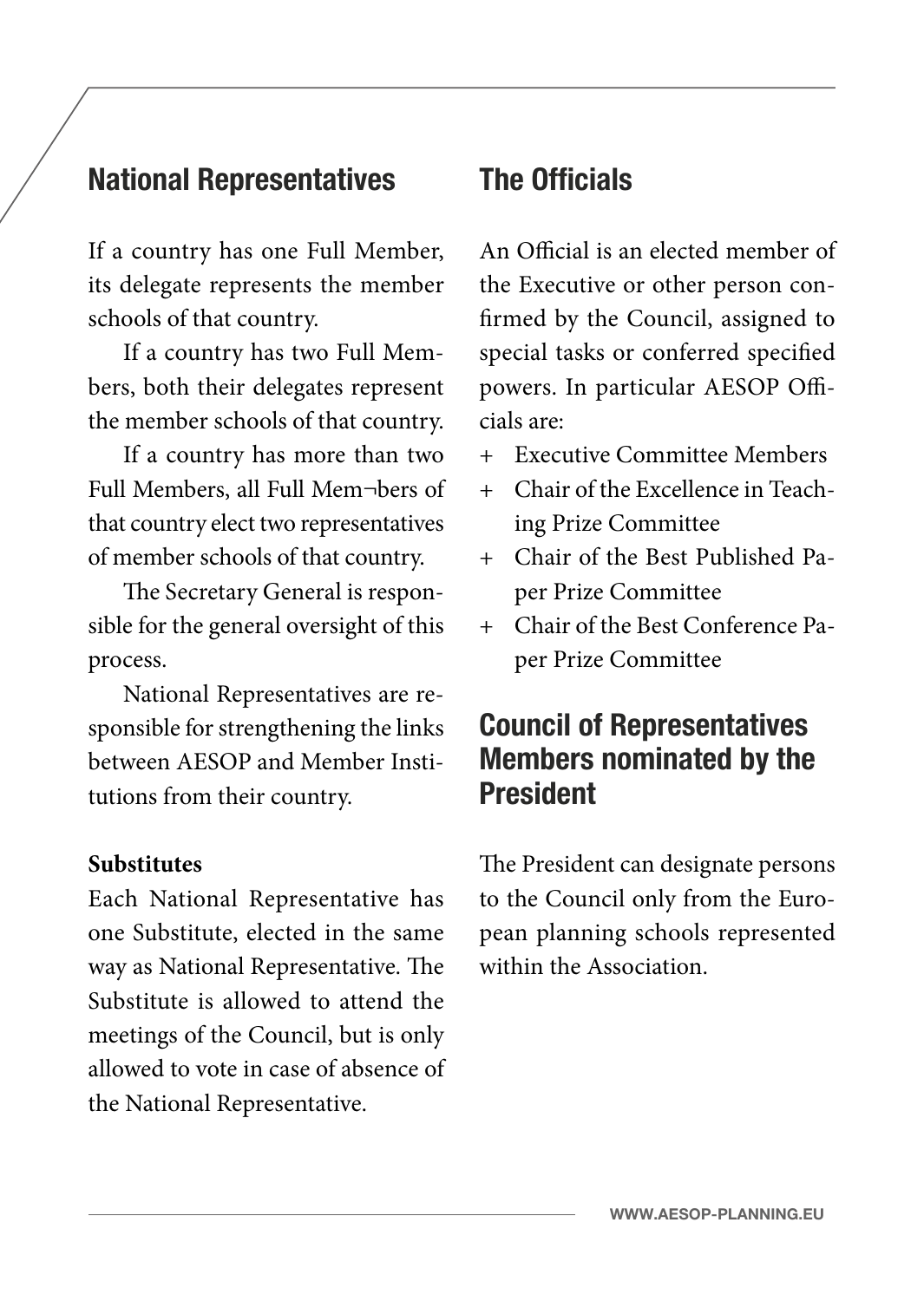## National Representatives

If a country has one Full Member, its delegate represents the member schools of that country.

If a country has two Full Members, both their delegates represent the member schools of that country.

If a country has more than two Full Members, all Full Mem¬bers of that country elect two representatives of member schools of that country.

The Secretary General is responsible for the general oversight of this process.

National Representatives are responsible for strengthening the links between AESOP and Member Institutions from their country.

**Substitutes**

Each National Representative has one Substitute, elected in the same way as National Representative. The Substitute is allowed to attend the meetings of the Council, but is only allowed to vote in case of absence of the National Representative.

## The Officials

An Official is an elected member of the Executive or other person confirmed by the Council, assigned to special tasks or conferred specified powers. In particular AESOP Officials are:

+ Executive Committee Members
+ Chair of the Excellence in Teaching Prize Committee
+ Chair of the Best Published Paper Prize Committee
+ Chair of the Best Conference Paper Prize Committee

## Council of Representatives Members nominated by the President

The President can designate persons to the Council only from the European planning schools represented within the Association.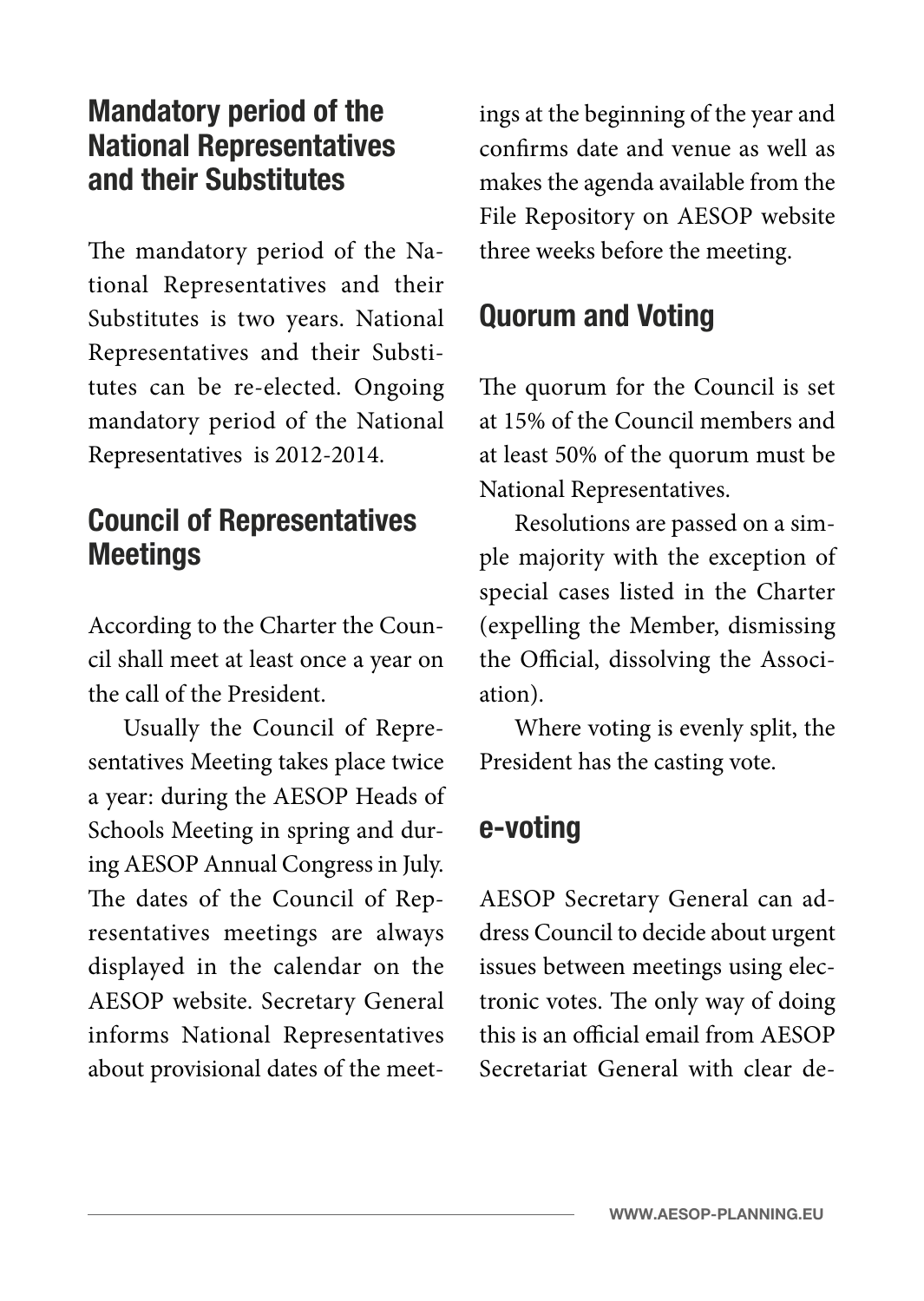## Mandatory period of the National Representatives and their Substitutes

The mandatory period of the National Representatives and their Substitutes is two years. National Representatives and their Substitutes can be re-elected. Ongoing mandatory period of the National Representatives is 2012-2014.

## Council of Representatives Meetings

According to the Charter the Council shall meet at least once a year on the call of the President.

Usually the Council of Representatives Meeting takes place twice a year: during the AESOP Heads of Schools Meeting in spring and during AESOP Annual Congress in July. The dates of the Council of Representatives meetings are always displayed in the calendar on the AESOP website. Secretary General informs National Representatives about provisional dates of the meetings at the beginning of the year and confirms date and venue as well as makes the agenda available from the File Repository on AESOP website three weeks before the meeting.

## Quorum and Voting

The quorum for the Council is set at 15% of the Council members and at least 50% of the quorum must be National Representatives.

Resolutions are passed on a simple majority with the exception of special cases listed in the Charter (expelling the Member, dismissing the Official, dissolving the Association).

Where voting is evenly split, the President has the casting vote.

## e-voting

AESOP Secretary General can address Council to decide about urgent issues between meetings using electronic votes. The only way of doing this is an official email from AESOP Secretariat General with clear de-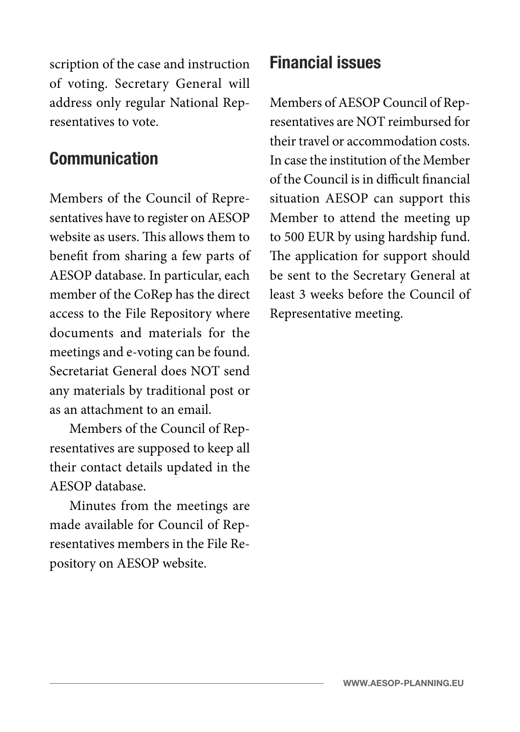scription of the case and instruction of voting. Secretary General will address only regular National Representatives to vote.

## Communication

Members of the Council of Representatives have to register on AESOP website as users. This allows them to benefit from sharing a few parts of AESOP database. In particular, each member of the CoRep has the direct access to the File Repository where documents and materials for the meetings and e-voting can be found. Secretariat General does NOT send any materials by traditional post or as an attachment to an email.

Members of the Council of Representatives are supposed to keep all their contact details updated in the AESOP database.

Minutes from the meetings are made available for Council of Representatives members in the File Repository on AESOP website.

## Financial issues

Members of AESOP Council of Representatives are NOT reimbursed for their travel or accommodation costs. In case the institution of the Member of the Council is in difficult financial situation AESOP can support this Member to attend the meeting up to 500 EUR by using hardship fund. The application for support should be sent to the Secretary General at least 3 weeks before the Council of Representative meeting.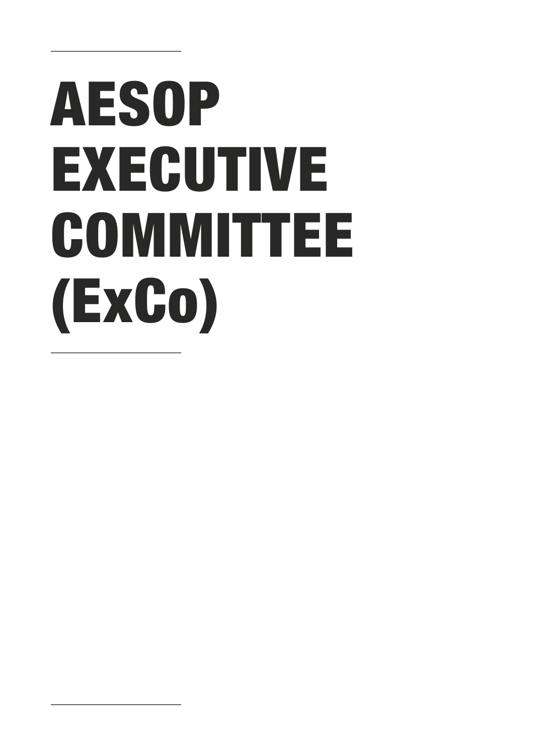# AESOP EXECUTIVE COMMITTEE (ExCo)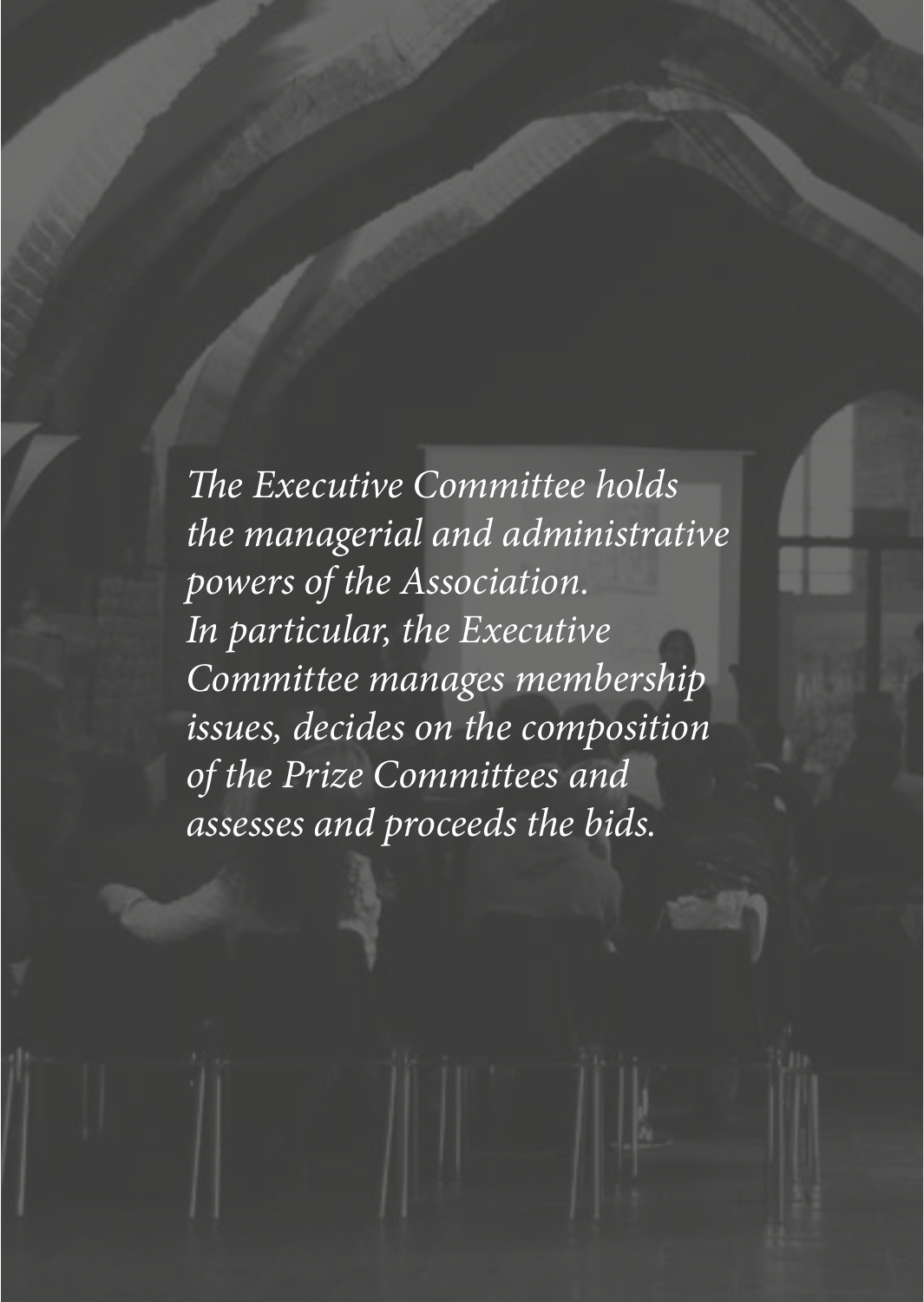*The Executive Committee holds the managerial and administrative powers of the Association. In particular, the Executive Committee manages membership issues, decides on the composition of the Prize Committees and assesses and proceeds the bids.*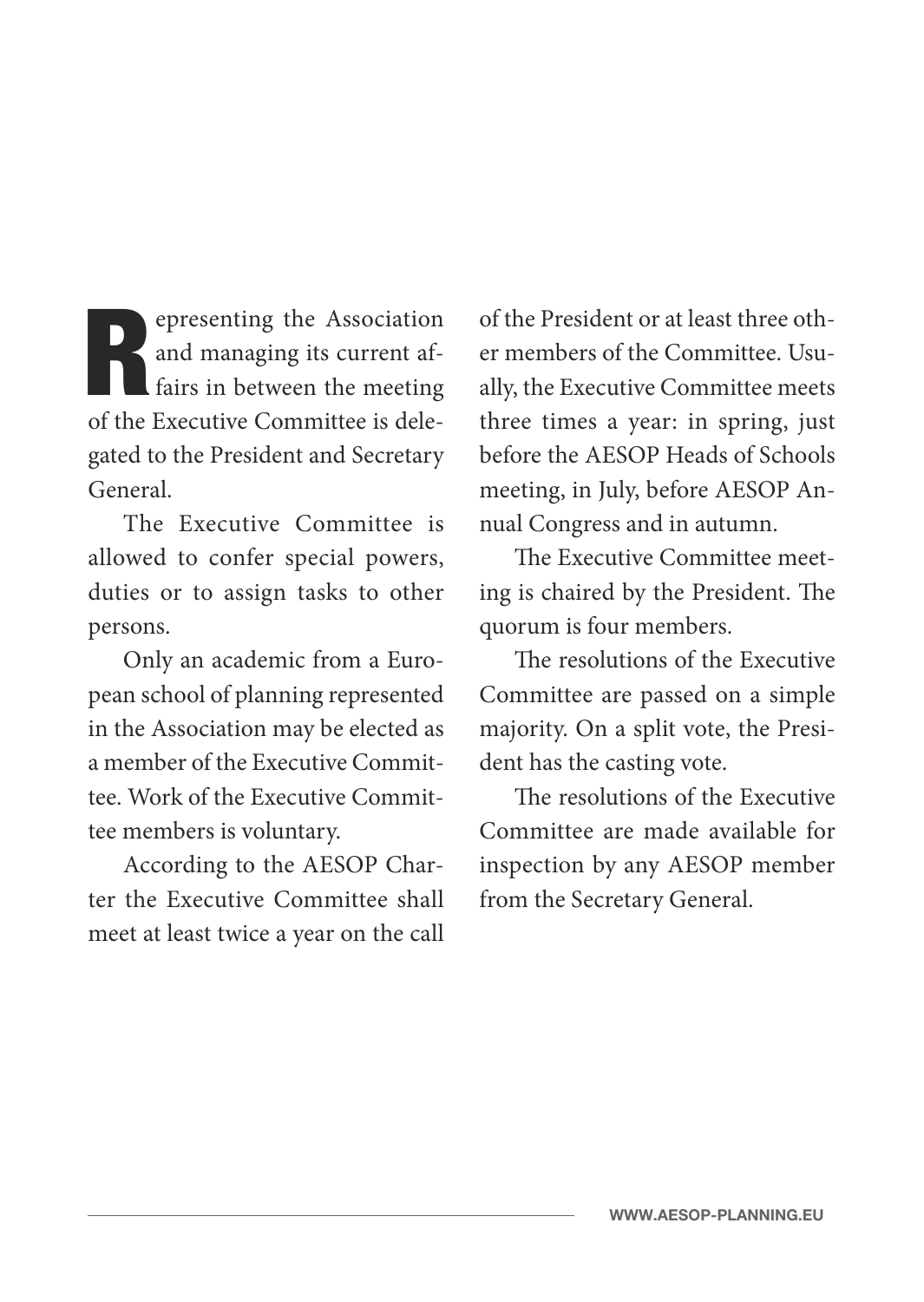Representing the Association and managing its current affairs in between the meeting of the Executive Committee is delegated to the President and Secretary General.

The Executive Committee is allowed to confer special powers, duties or to assign tasks to other persons.

Only an academic from a European school of planning represented in the Association may be elected as a member of the Executive Committee. Work of the Executive Committee members is voluntary.

According to the AESOP Charter the Executive Committee shall meet at least twice a year on the call of the President or at least three other members of the Committee. Usually, the Executive Committee meets three times a year: in spring, just before the AESOP Heads of Schools meeting, in July, before AESOP Annual Congress and in autumn.

The Executive Committee meeting is chaired by the President. The quorum is four members.

The resolutions of the Executive Committee are passed on a simple majority. On a split vote, the President has the casting vote.

The resolutions of the Executive Committee are made available for inspection by any AESOP member from the Secretary General.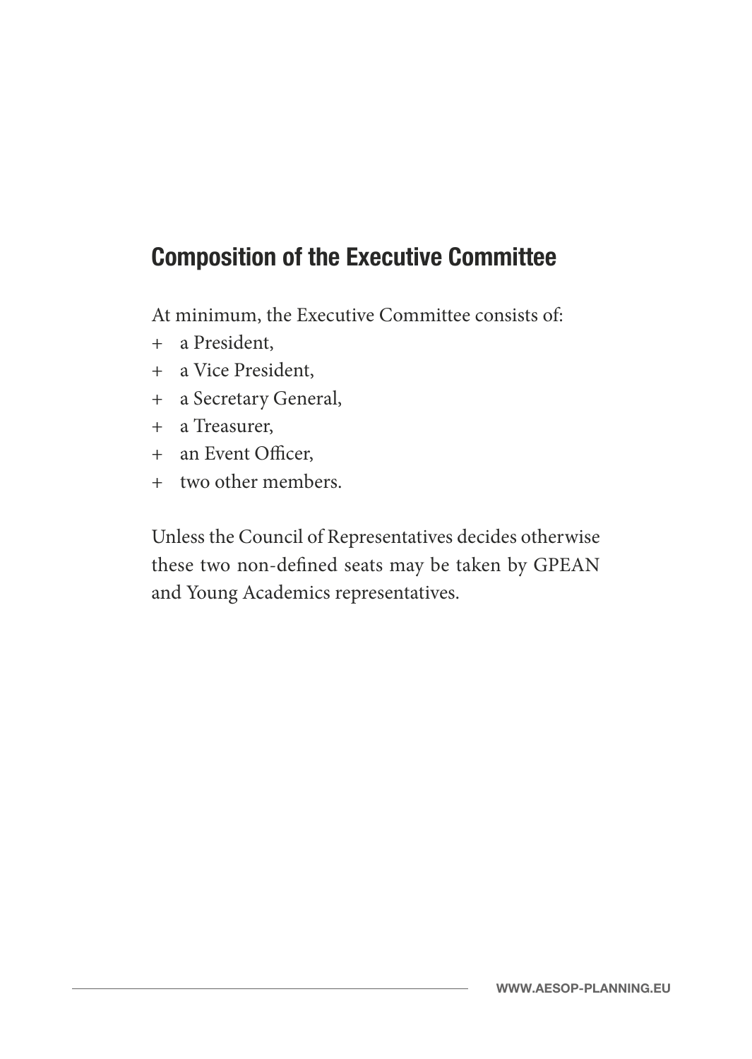## Composition of the Executive Committee

At minimum, the Executive Committee consists of:

+ a President,
+ a Vice President,
+ a Secretary General,
+ a Treasurer,
+ an Event Officer,
+ two other members.

Unless the Council of Representatives decides otherwise these two non-defined seats may be taken by GPEAN and Young Academics representatives.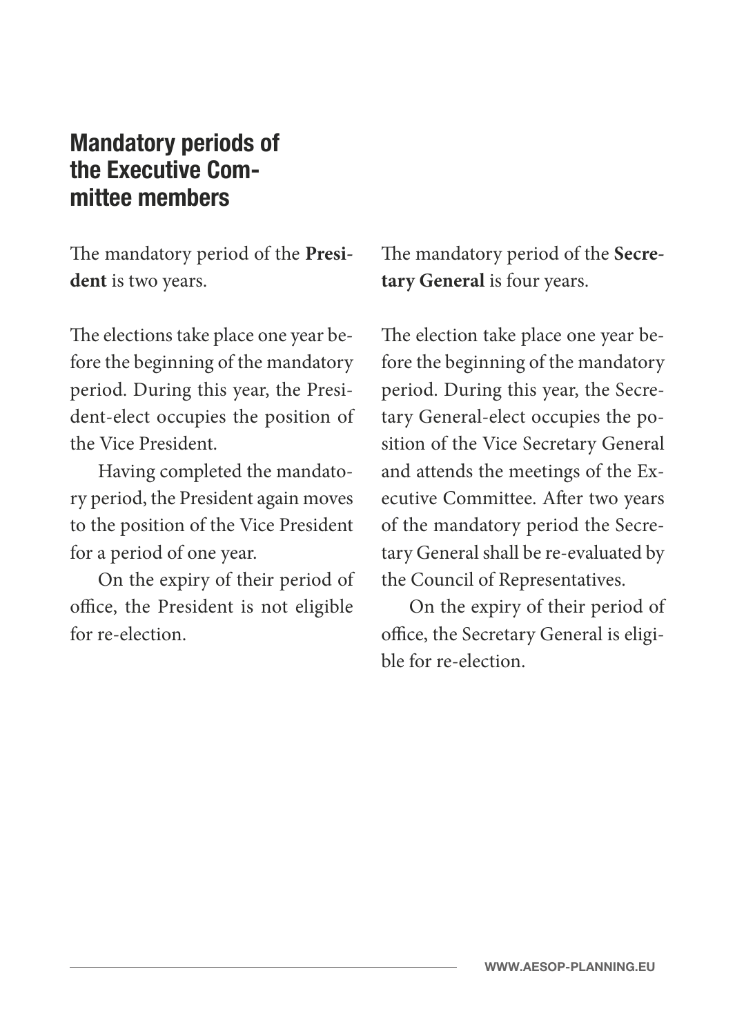## Mandatory periods of the Executive Committee members

The mandatory period of the **President** is two years.

The elections take place one year before the beginning of the mandatory period. During this year, the President-elect occupies the position of the Vice President.

Having completed the mandatory period, the President again moves to the position of the Vice President for a period of one year.

On the expiry of their period of office, the President is not eligible for re-election.

The mandatory period of the **Secretary General** is four years.

The election take place one year before the beginning of the mandatory period. During this year, the Secretary General-elect occupies the position of the Vice Secretary General and attends the meetings of the Executive Committee. After two years of the mandatory period the Secretary General shall be re-evaluated by the Council of Representatives.

On the expiry of their period of office, the Secretary General is eligible for re-election.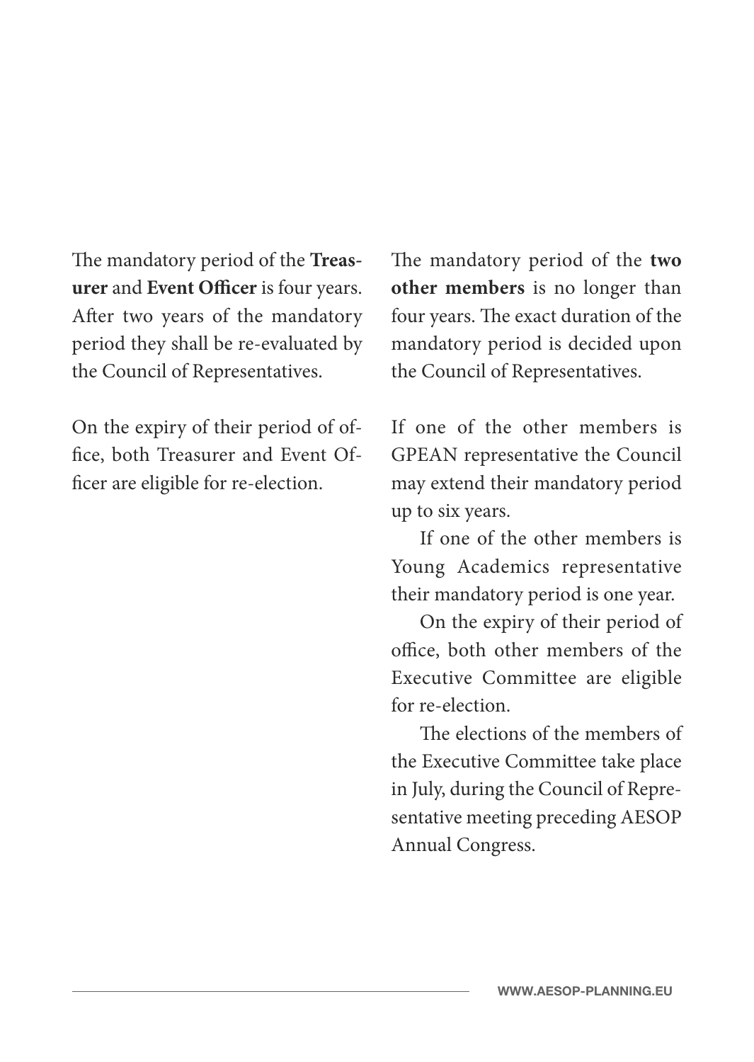The mandatory period of the **Treasurer** and **Event Officer** is four years. After two years of the mandatory period they shall be re-evaluated by the Council of Representatives.

On the expiry of their period of office, both Treasurer and Event Officer are eligible for re-election.

The mandatory period of the **two other members** is no longer than four years. The exact duration of the mandatory period is decided upon the Council of Representatives.

If one of the other members is GPEAN representative the Council may extend their mandatory period up to six years.

If one of the other members is Young Academics representative their mandatory period is one year.

On the expiry of their period of office, both other members of the Executive Committee are eligible for re-election.

The elections of the members of the Executive Committee take place in July, during the Council of Representative meeting preceding AESOP Annual Congress.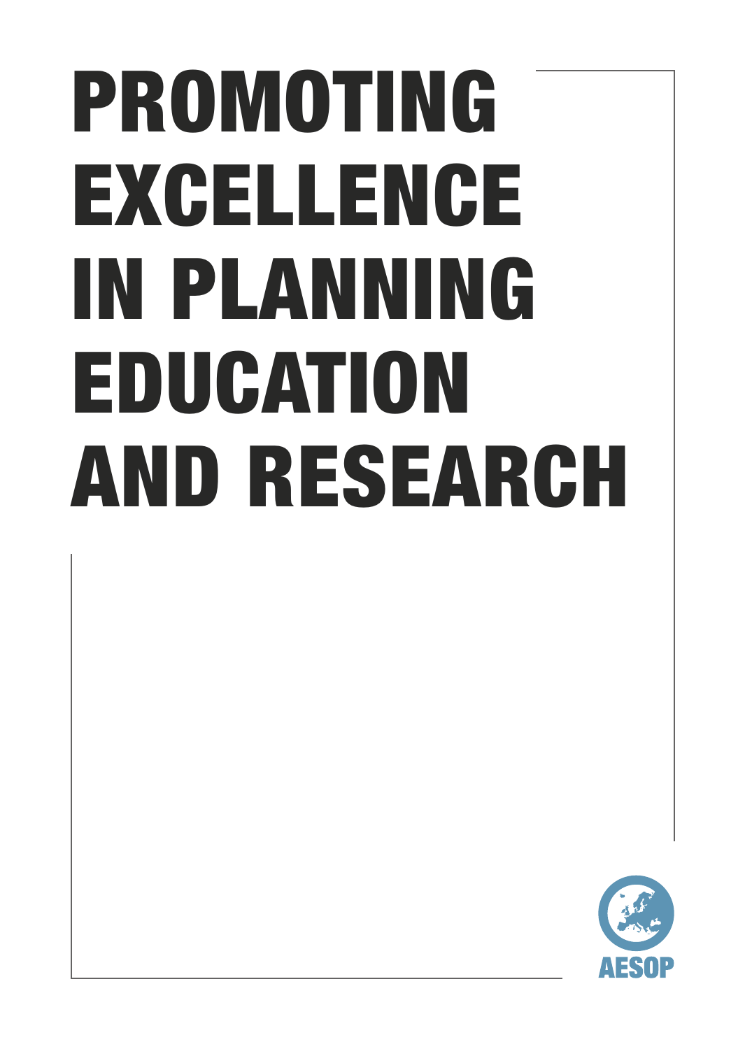# PROMOTING EXCELLENCE IN PLANNING EDUCATION AND RESEARCH

AESOP